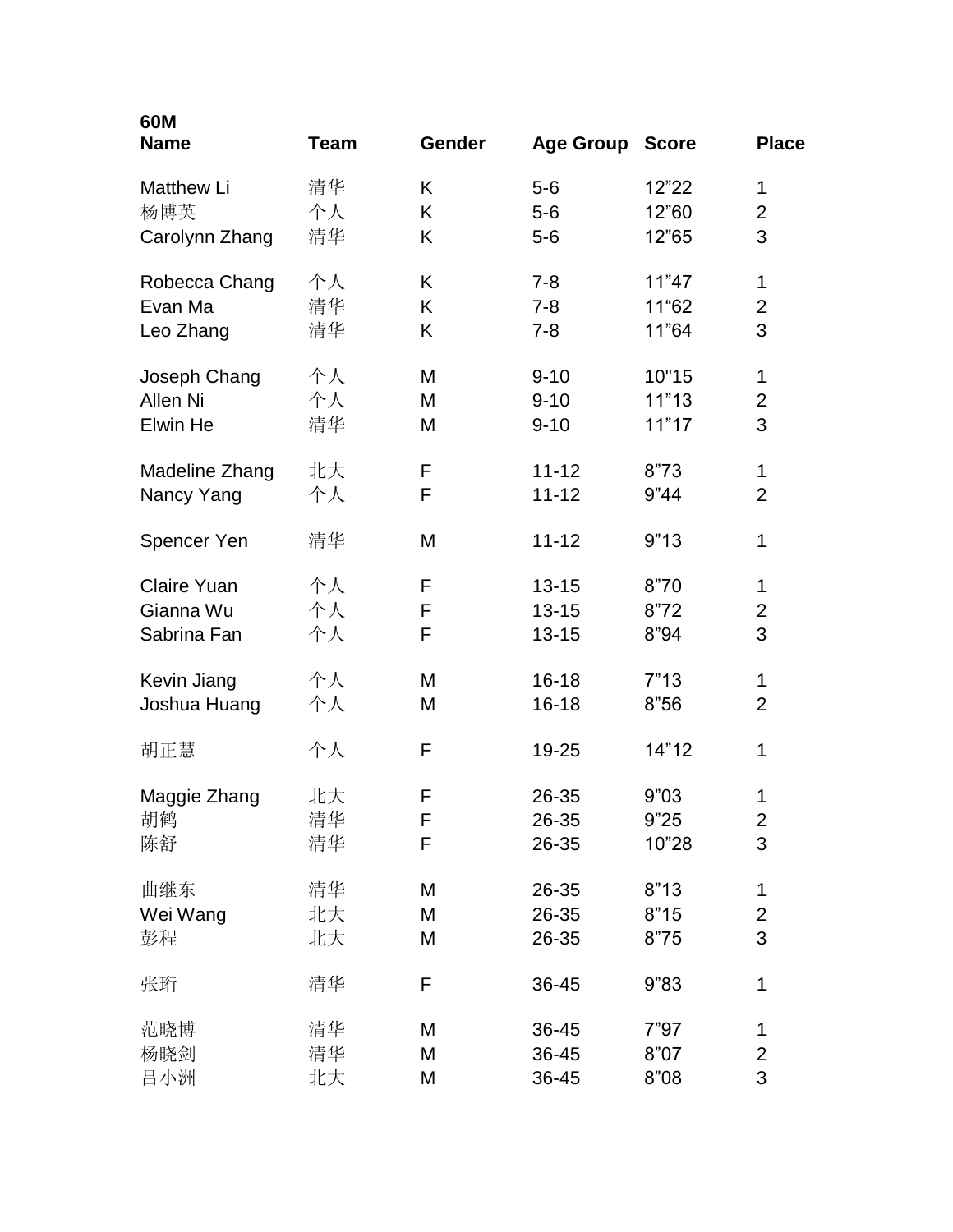**60M**

| Name | Team | Gender | Age Group | Score | Place |
|---|---|---|---|---|---|
| Matthew Li | 清华 | K | 5-6 | 12”22 | 1 |
| 杨博英 | 个人 | K | 5-6 | 12”60 | 2 |
| Carolynn Zhang | 清华 | K | 5-6 | 12”65 | 3 |
| | | | | | |
| Robecca Chang | 个人 | K | 7-8 | 11”47 | 1 |
| Evan Ma | 清华 | K | 7-8 | 11“62 | 2 |
| Leo Zhang | 清华 | K | 7-8 | 11”64 | 3 |
| | | | | | |
| Joseph Chang | 个人 | M | 9-10 | 10"15 | 1 |
| Allen Ni | 个人 | M | 9-10 | 11”13 | 2 |
| Elwin He | 清华 | M | 9-10 | 11”17 | 3 |
| | | | | | |
| Madeline Zhang | 北大 | F | 11-12 | 8”73 | 1 |
| Nancy Yang | 个人 | F | 11-12 | 9”44 | 2 |
| | | | | | |
| Spencer Yen | 清华 | M | 11-12 | 9”13 | 1 |
| | | | | | |
| Claire Yuan | 个人 | F | 13-15 | 8”70 | 1 |
| Gianna Wu | 个人 | F | 13-15 | 8”72 | 2 |
| Sabrina Fan | 个人 | F | 13-15 | 8”94 | 3 |
| | | | | | |
| Kevin Jiang | 个人 | M | 16-18 | 7”13 | 1 |
| Joshua Huang | 个人 | M | 16-18 | 8”56 | 2 |
| | | | | | |
| 胡正慧 | 个人 | F | 19-25 | 14”12 | 1 |
| | | | | | |
| Maggie Zhang | 北大 | F | 26-35 | 9”03 | 1 |
| 胡鹤 | 清华 | F | 26-35 | 9”25 | 2 |
| 陈舒 | 清华 | F | 26-35 | 10”28 | 3 |
| | | | | | |
| 曲继东 | 清华 | M | 26-35 | 8”13 | 1 |
| Wei Wang | 北大 | M | 26-35 | 8”15 | 2 |
| 彭程 | 北大 | M | 26-35 | 8”75 | 3 |
| | | | | | |
| 张珩 | 清华 | F | 36-45 | 9”83 | 1 |
| | | | | | |
| 范晓博 | 清华 | M | 36-45 | 7”97 | 1 |
| 杨晓剑 | 清华 | M | 36-45 | 8”07 | 2 |
| 吕小洲 | 北大 | M | 36-45 | 8”08 | 3 |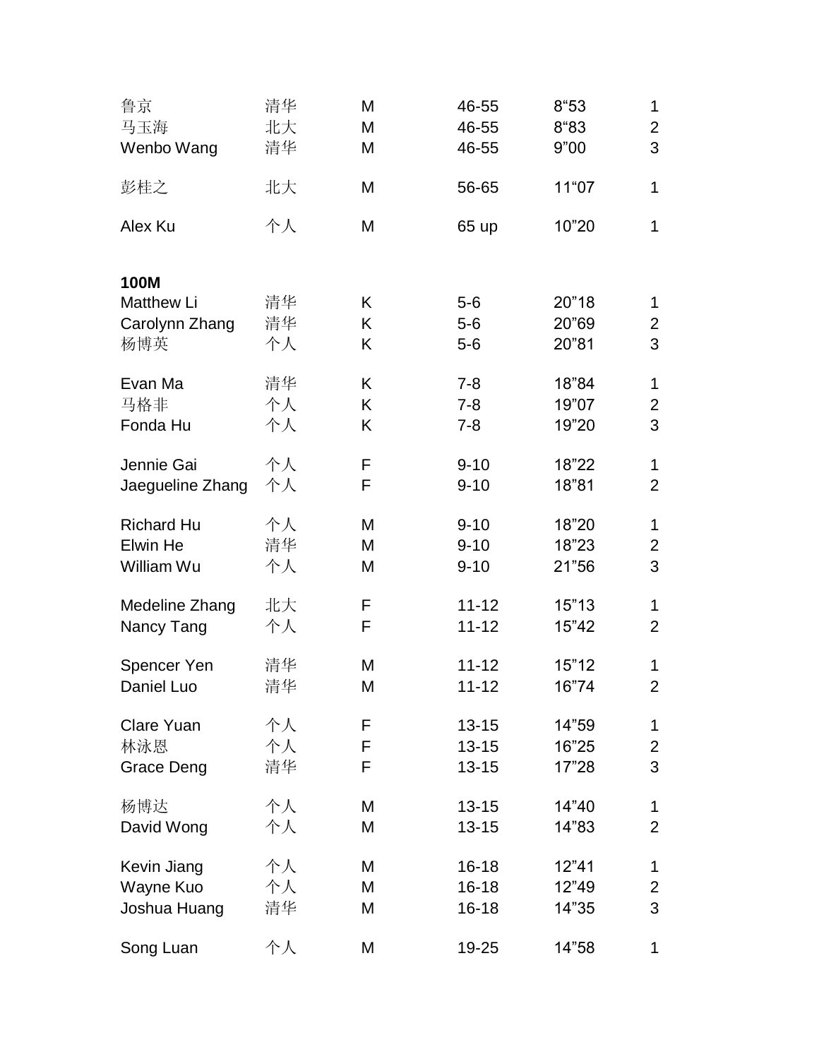| | | | | | |
|---|---|---|---|---|---|
| 鲁京 | 清华 | M | 46-55 | 8“53 | 1 |
| 马玉海 | 北大 | M | 46-55 | 8“83 | 2 |
| Wenbo Wang | 清华 | M | 46-55 | 9”00 | 3 |
| | | | | | |
| 彭桂之 | 北大 | M | 56-65 | 11“07 | 1 |
| | | | | | |
| Alex Ku | 个人 | M | 65 up | 10”20 | 1 |

**100M**

| | | | | | |
|---|---|---|---|---|---|
| Matthew Li | 清华 | K | 5-6 | 20”18 | 1 |
| Carolynn Zhang | 清华 | K | 5-6 | 20”69 | 2 |
| 杨博英 | 个人 | K | 5-6 | 20”81 | 3 |
| | | | | | |
| Evan Ma | 清华 | K | 7-8 | 18”84 | 1 |
| 马格非 | 个人 | K | 7-8 | 19”07 | 2 |
| Fonda Hu | 个人 | K | 7-8 | 19”20 | 3 |
| | | | | | |
| Jennie Gai | 个人 | F | 9-10 | 18”22 | 1 |
| Jaegueline Zhang | 个人 | F | 9-10 | 18”81 | 2 |
| | | | | | |
| Richard Hu | 个人 | M | 9-10 | 18”20 | 1 |
| Elwin He | 清华 | M | 9-10 | 18”23 | 2 |
| William Wu | 个人 | M | 9-10 | 21”56 | 3 |
| | | | | | |
| Medeline Zhang | 北大 | F | 11-12 | 15”13 | 1 |
| Nancy Tang | 个人 | F | 11-12 | 15”42 | 2 |
| | | | | | |
| Spencer Yen | 清华 | M | 11-12 | 15”12 | 1 |
| Daniel Luo | 清华 | M | 11-12 | 16”74 | 2 |
| | | | | | |
| Clare Yuan | 个人 | F | 13-15 | 14”59 | 1 |
| 林泳恩 | 个人 | F | 13-15 | 16”25 | 2 |
| Grace Deng | 清华 | F | 13-15 | 17”28 | 3 |
| | | | | | |
| 杨博达 | 个人 | M | 13-15 | 14”40 | 1 |
| David Wong | 个人 | M | 13-15 | 14”83 | 2 |
| | | | | | |
| Kevin Jiang | 个人 | M | 16-18 | 12”41 | 1 |
| Wayne Kuo | 个人 | M | 16-18 | 12”49 | 2 |
| Joshua Huang | 清华 | M | 16-18 | 14”35 | 3 |
| | | | | | |
| Song Luan | 个人 | M | 19-25 | 14”58 | 1 |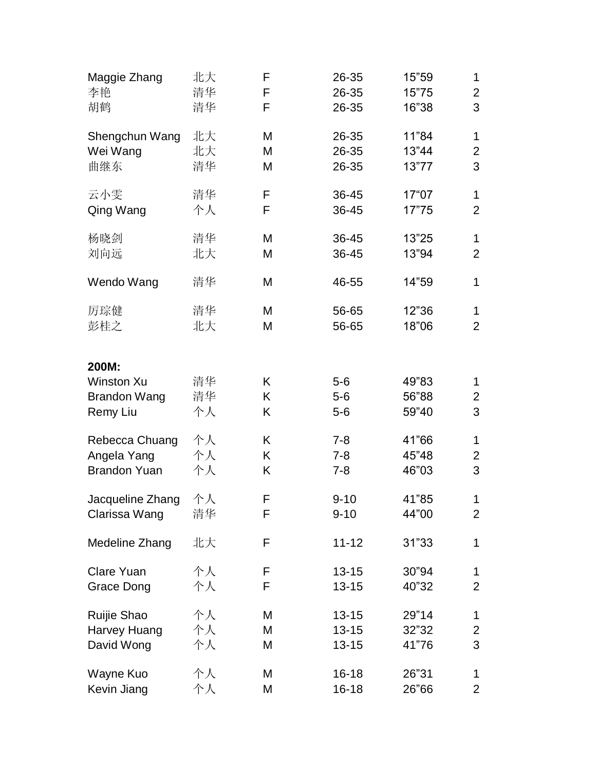| | | | | | |
|---|---|---|---|---|---|
| Maggie Zhang | 北大 | F | 26-35 | 15”59 | 1 |
| 李艳 | 清华 | F | 26-35 | 15”75 | 2 |
| 胡鹤 | 清华 | F | 26-35 | 16”38 | 3 |
| | | | | | |
| Shengchun Wang | 北大 | M | 26-35 | 11”84 | 1 |
| Wei Wang | 北大 | M | 26-35 | 13”44 | 2 |
| 曲继东 | 清华 | M | 26-35 | 13”77 | 3 |
| | | | | | |
| 云小雯 | 清华 | F | 36-45 | 17“07 | 1 |
| Qing Wang | 个人 | F | 36-45 | 17”75 | 2 |
| | | | | | |
| 杨晓剑 | 清华 | M | 36-45 | 13”25 | 1 |
| 刘向远 | 北大 | M | 36-45 | 13”94 | 2 |
| | | | | | |
| Wendo Wang | 清华 | M | 46-55 | 14”59 | 1 |
| | | | | | |
| 厉琮健 | 清华 | M | 56-65 | 12”36 | 1 |
| 彭桂之 | 北大 | M | 56-65 | 18”06 | 2 |

**200M:**

| | | | | | |
|---|---|---|---|---|---|
| Winston Xu | 清华 | K | 5-6 | 49”83 | 1 |
| Brandon Wang | 清华 | K | 5-6 | 56”88 | 2 |
| Remy Liu | 个人 | K | 5-6 | 59”40 | 3 |
| | | | | | |
| Rebecca Chuang | 个人 | K | 7-8 | 41”66 | 1 |
| Angela Yang | 个人 | K | 7-8 | 45”48 | 2 |
| Brandon Yuan | 个人 | K | 7-8 | 46”03 | 3 |
| | | | | | |
| Jacqueline Zhang | 个人 | F | 9-10 | 41”85 | 1 |
| Clarissa Wang | 清华 | F | 9-10 | 44”00 | 2 |
| | | | | | |
| Medeline Zhang | 北大 | F | 11-12 | 31”33 | 1 |
| | | | | | |
| Clare Yuan | 个人 | F | 13-15 | 30”94 | 1 |
| Grace Dong | 个人 | F | 13-15 | 40”32 | 2 |
| | | | | | |
| Ruijie Shao | 个人 | M | 13-15 | 29”14 | 1 |
| Harvey Huang | 个人 | M | 13-15 | 32”32 | 2 |
| David Wong | 个人 | M | 13-15 | 41”76 | 3 |
| | | | | | |
| Wayne Kuo | 个人 | M | 16-18 | 26”31 | 1 |
| Kevin Jiang | 个人 | M | 16-18 | 26”66 | 2 |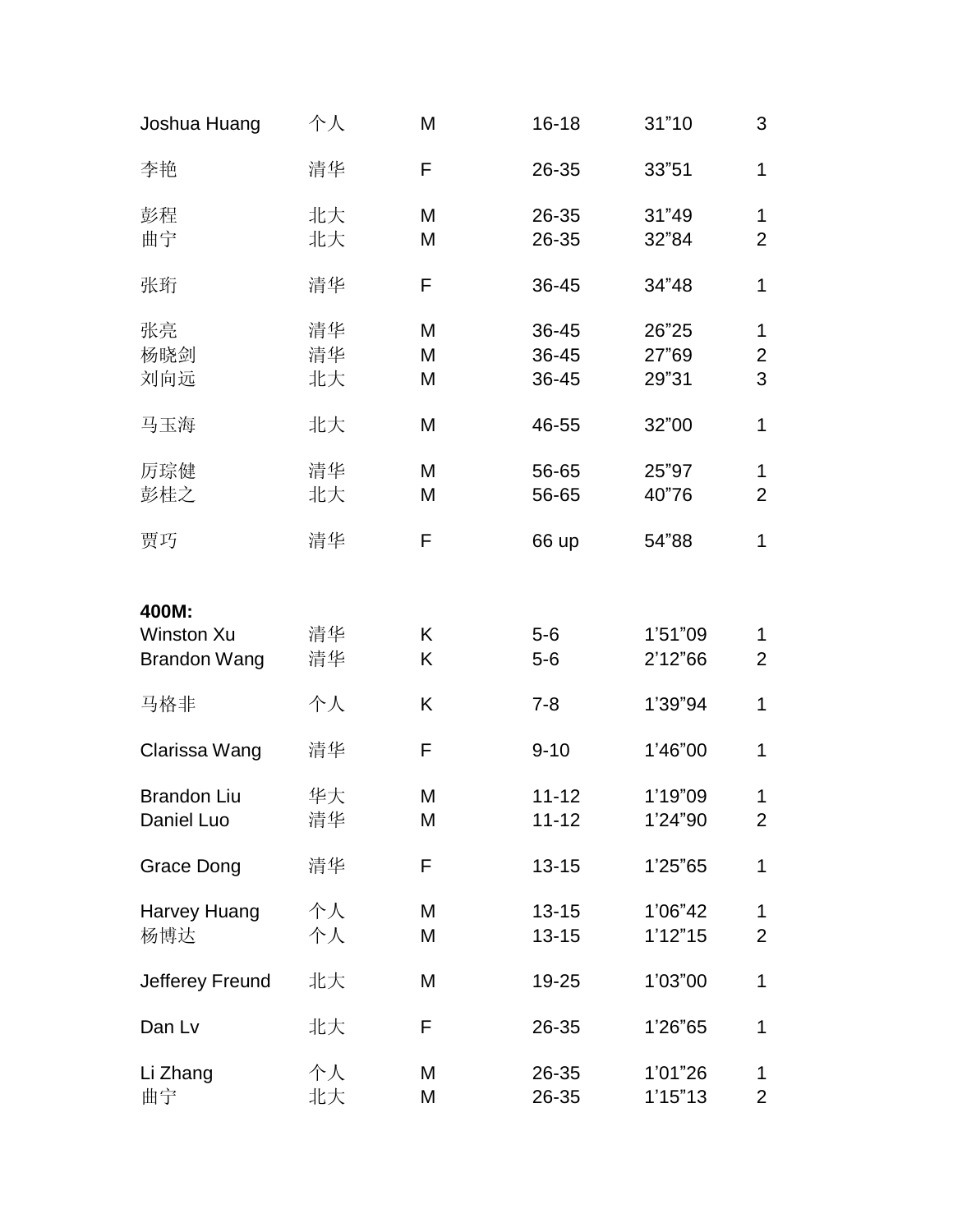| | | | | | |
|---|---|---|---|---|---|
| Joshua Huang | 个人 | M | 16-18 | 31”10 | 3 |
| 李艳 | 清华 | F | 26-35 | 33”51 | 1 |
| 彭程 | 北大 | M | 26-35 | 31”49 | 1 |
| 曲宁 | 北大 | M | 26-35 | 32”84 | 2 |
| 张珩 | 清华 | F | 36-45 | 34”48 | 1 |
| 张亮 | 清华 | M | 36-45 | 26”25 | 1 |
| 杨晓剑 | 清华 | M | 36-45 | 27”69 | 2 |
| 刘向远 | 北大 | M | 36-45 | 29”31 | 3 |
| 马玉海 | 北大 | M | 46-55 | 32”00 | 1 |
| 厉琮健 | 清华 | M | 56-65 | 25”97 | 1 |
| 彭桂之 | 北大 | M | 56-65 | 40”76 | 2 |
| 贾巧 | 清华 | F | 66 up | 54”88 | 1 |

**400M:**

| | | | | | |
|---|---|---|---|---|---|
| Winston Xu | 清华 | K | 5-6 | 1’51”09 | 1 |
| Brandon Wang | 清华 | K | 5-6 | 2’12”66 | 2 |
| 马格非 | 个人 | K | 7-8 | 1’39”94 | 1 |
| Clarissa Wang | 清华 | F | 9-10 | 1’46”00 | 1 |
| Brandon Liu | 华大 | M | 11-12 | 1’19”09 | 1 |
| Daniel Luo | 清华 | M | 11-12 | 1’24”90 | 2 |
| Grace Dong | 清华 | F | 13-15 | 1’25”65 | 1 |
| Harvey Huang | 个人 | M | 13-15 | 1’06”42 | 1 |
| 杨博达 | 个人 | M | 13-15 | 1’12”15 | 2 |
| Jefferey Freund | 北大 | M | 19-25 | 1’03”00 | 1 |
| Dan Lv | 北大 | F | 26-35 | 1’26”65 | 1 |
| Li Zhang | 个人 | M | 26-35 | 1’01”26 | 1 |
| 曲宁 | 北大 | M | 26-35 | 1’15”13 | 2 |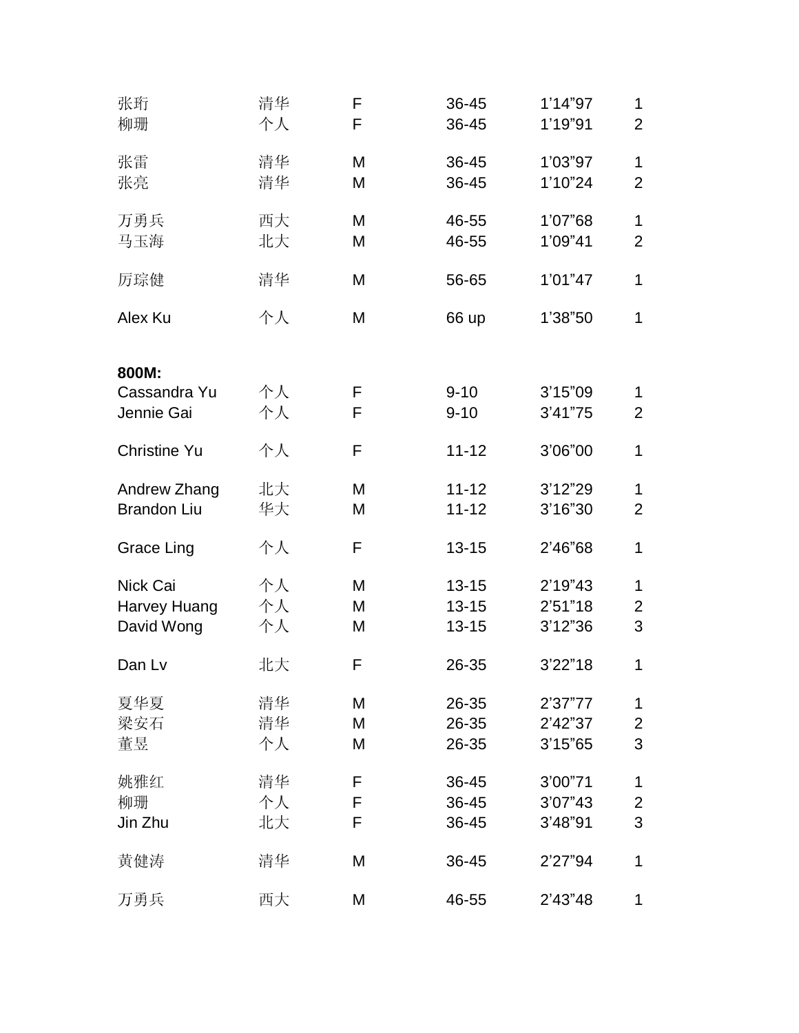| | | | | | |
|---|---|---|---|---|---|
| 张珩 | 清华 | F | 36-45 | 1’14”97 | 1 |
| 柳珊 | 个人 | F | 36-45 | 1’19”91 | 2 |
| | | | | | |
| 张雷 | 清华 | M | 36-45 | 1’03”97 | 1 |
| 张亮 | 清华 | M | 36-45 | 1’10”24 | 2 |
| | | | | | |
| 万勇兵 | 西大 | M | 46-55 | 1’07”68 | 1 |
| 马玉海 | 北大 | M | 46-55 | 1’09”41 | 2 |
| | | | | | |
| 厉琮健 | 清华 | M | 56-65 | 1’01”47 | 1 |
| | | | | | |
| Alex Ku | 个人 | M | 66 up | 1’38”50 | 1 |

**800M:**

| | | | | | |
|---|---|---|---|---|---|
| Cassandra Yu | 个人 | F | 9-10 | 3’15”09 | 1 |
| Jennie Gai | 个人 | F | 9-10 | 3’41”75 | 2 |
| | | | | | |
| Christine Yu | 个人 | F | 11-12 | 3’06”00 | 1 |
| | | | | | |
| Andrew Zhang | 北大 | M | 11-12 | 3’12”29 | 1 |
| Brandon Liu | 华大 | M | 11-12 | 3’16”30 | 2 |
| | | | | | |
| Grace Ling | 个人 | F | 13-15 | 2’46”68 | 1 |
| | | | | | |
| Nick Cai | 个人 | M | 13-15 | 2’19”43 | 1 |
| Harvey Huang | 个人 | M | 13-15 | 2’51”18 | 2 |
| David Wong | 个人 | M | 13-15 | 3’12”36 | 3 |
| | | | | | |
| Dan Lv | 北大 | F | 26-35 | 3’22”18 | 1 |
| | | | | | |
| 夏华夏 | 清华 | M | 26-35 | 2’37”77 | 1 |
| 梁安石 | 清华 | M | 26-35 | 2’42”37 | 2 |
| 董昱 | 个人 | M | 26-35 | 3’15”65 | 3 |
| | | | | | |
| 姚雅红 | 清华 | F | 36-45 | 3’00”71 | 1 |
| 柳珊 | 个人 | F | 36-45 | 3’07”43 | 2 |
| Jin Zhu | 北大 | F | 36-45 | 3’48”91 | 3 |
| | | | | | |
| 黄健涛 | 清华 | M | 36-45 | 2’27”94 | 1 |
| | | | | | |
| 万勇兵 | 西大 | M | 46-55 | 2’43”48 | 1 |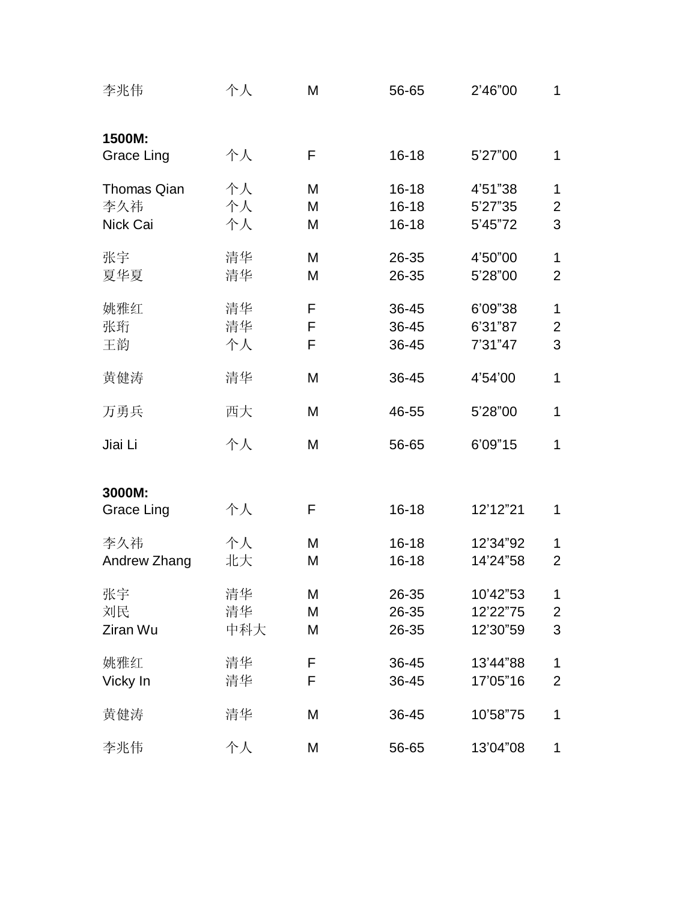| 李兆伟 | 个人 | M | 56-65 | 2’46”00 | 1 |
|---|---|---|---|---|---|

**1500M:**

| Grace Ling | 个人 | F | 16-18 | 5’27”00 | 1 |
|---|---|---|---|---|---|
| Thomas Qian | 个人 | M | 16-18 | 4’51”38 | 1 |
| 李久祎 | 个人 | M | 16-18 | 5’27”35 | 2 |
| Nick Cai | 个人 | M | 16-18 | 5’45”72 | 3 |
| 张宇 | 清华 | M | 26-35 | 4’50”00 | 1 |
| 夏华夏 | 清华 | M | 26-35 | 5’28”00 | 2 |
| 姚雅红 | 清华 | F | 36-45 | 6’09”38 | 1 |
| 张珩 | 清华 | F | 36-45 | 6’31”87 | 2 |
| 王韵 | 个人 | F | 36-45 | 7’31”47 | 3 |
| 黄健涛 | 清华 | M | 36-45 | 4’54’00 | 1 |
| 万勇兵 | 西大 | M | 46-55 | 5’28”00 | 1 |
| Jiai Li | 个人 | M | 56-65 | 6’09”15 | 1 |

**3000M:**

| Grace Ling | 个人 | F | 16-18 | 12’12”21 | 1 |
|---|---|---|---|---|---|
| 李久祎 | 个人 | M | 16-18 | 12’34”92 | 1 |
| Andrew Zhang | 北大 | M | 16-18 | 14’24”58 | 2 |
| 张宇 | 清华 | M | 26-35 | 10’42”53 | 1 |
| 刘民 | 清华 | M | 26-35 | 12’22”75 | 2 |
| Ziran Wu | 中科大 | M | 26-35 | 12’30”59 | 3 |
| 姚雅红 | 清华 | F | 36-45 | 13’44”88 | 1 |
| Vicky In | 清华 | F | 36-45 | 17’05”16 | 2 |
| 黄健涛 | 清华 | M | 36-45 | 10’58”75 | 1 |
| 李兆伟 | 个人 | M | 56-65 | 13’04”08 | 1 |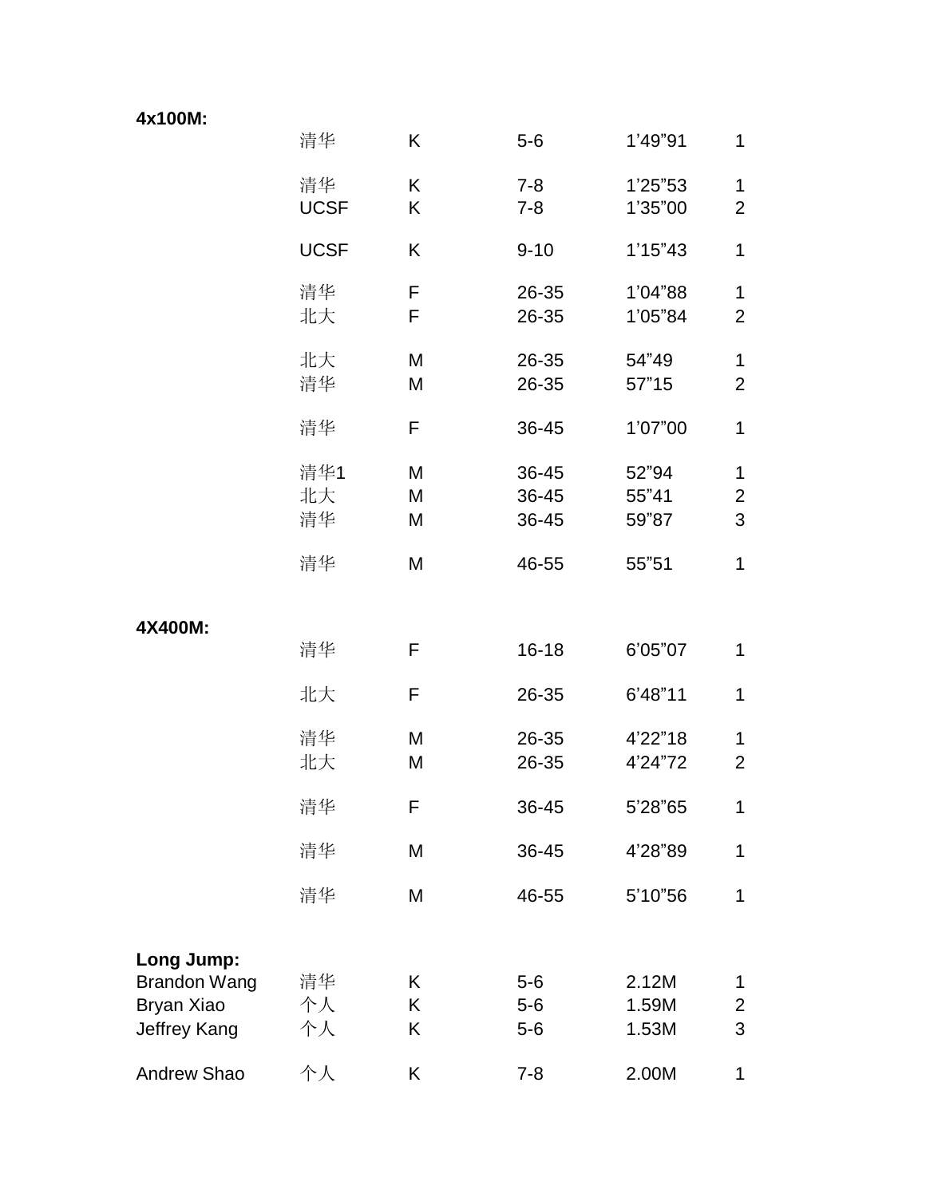**4x100M:**

| | | | | | |
|---|---|---|---|---|---|
| | 清华 | K | 5-6 | 1’49”91 | 1 |
| | 清华 | K | 7-8 | 1’25”53 | 1 |
| | UCSF | K | 7-8 | 1’35”00 | 2 |
| | UCSF | K | 9-10 | 1’15”43 | 1 |
| | 清华 | F | 26-35 | 1’04”88 | 1 |
| | 北大 | F | 26-35 | 1’05”84 | 2 |
| | 北大 | M | 26-35 | 54”49 | 1 |
| | 清华 | M | 26-35 | 57”15 | 2 |
| | 清华 | F | 36-45 | 1’07”00 | 1 |
| | 清华1 | M | 36-45 | 52”94 | 1 |
| | 北大 | M | 36-45 | 55”41 | 2 |
| | 清华 | M | 36-45 | 59”87 | 3 |
| | 清华 | M | 46-55 | 55”51 | 1 |

**4X400M:**

| | | | | | |
|---|---|---|---|---|---|
| | 清华 | F | 16-18 | 6’05”07 | 1 |
| | 北大 | F | 26-35 | 6’48”11 | 1 |
| | 清华 | M | 26-35 | 4’22”18 | 1 |
| | 北大 | M | 26-35 | 4’24”72 | 2 |
| | 清华 | F | 36-45 | 5’28”65 | 1 |
| | 清华 | M | 36-45 | 4’28”89 | 1 |
| | 清华 | M | 46-55 | 5’10”56 | 1 |

**Long Jump:**

| | | | | | |
|---|---|---|---|---|---|
| Brandon Wang | 清华 | K | 5-6 | 2.12M | 1 |
| Bryan Xiao | 个人 | K | 5-6 | 1.59M | 2 |
| Jeffrey Kang | 个人 | K | 5-6 | 1.53M | 3 |
| Andrew Shao | 个人 | K | 7-8 | 2.00M | 1 |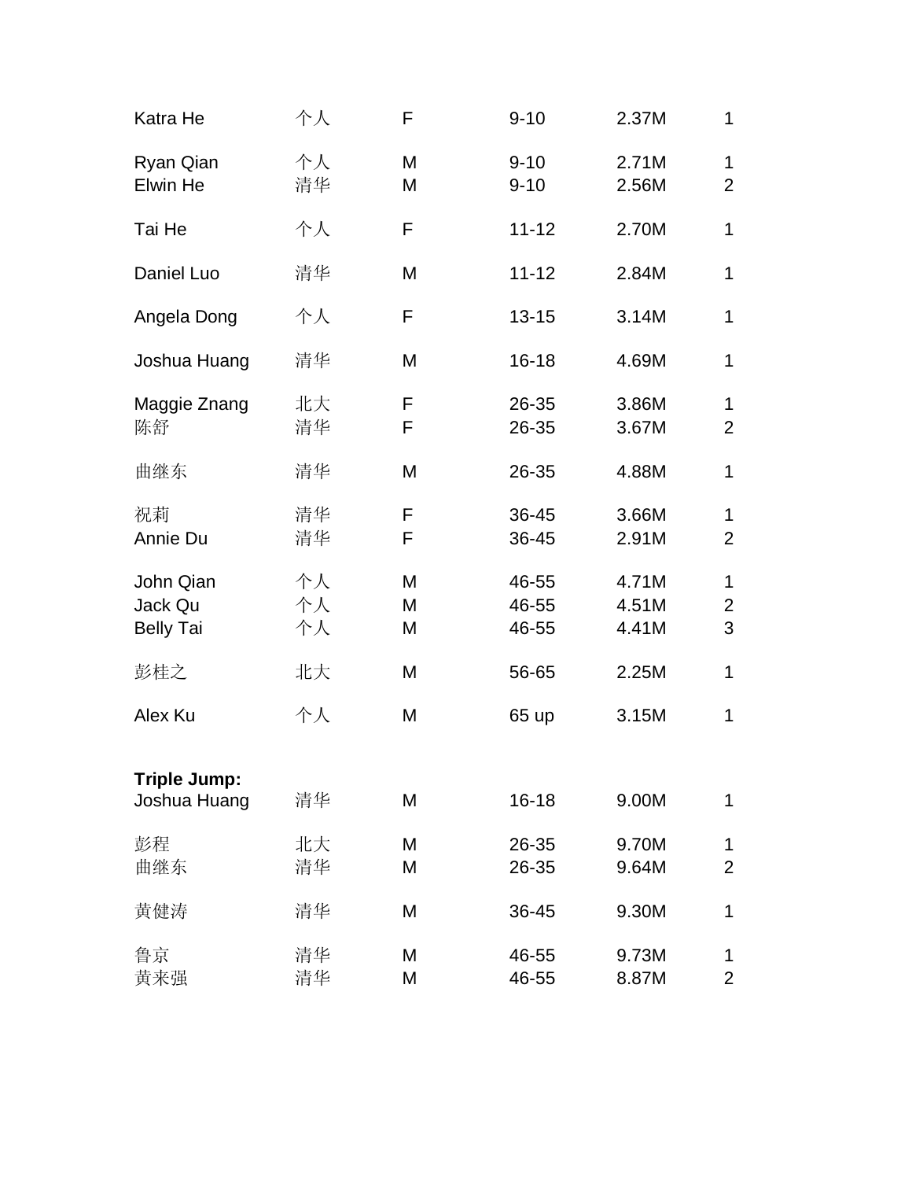| | | | | | |
|---|---|---|---|---|---|
| Katra He | 个人 | F | 9-10 | 2.37M | 1 |
| | | | | | |
| Ryan Qian | 个人 | M | 9-10 | 2.71M | 1 |
| Elwin He | 清华 | M | 9-10 | 2.56M | 2 |
| | | | | | |
| Tai He | 个人 | F | 11-12 | 2.70M | 1 |
| | | | | | |
| Daniel Luo | 清华 | M | 11-12 | 2.84M | 1 |
| | | | | | |
| Angela Dong | 个人 | F | 13-15 | 3.14M | 1 |
| | | | | | |
| Joshua Huang | 清华 | M | 16-18 | 4.69M | 1 |
| | | | | | |
| Maggie Znang | 北大 | F | 26-35 | 3.86M | 1 |
| 陈舒 | 清华 | F | 26-35 | 3.67M | 2 |
| | | | | | |
| 曲继东 | 清华 | M | 26-35 | 4.88M | 1 |
| | | | | | |
| 祝莉 | 清华 | F | 36-45 | 3.66M | 1 |
| Annie Du | 清华 | F | 36-45 | 2.91M | 2 |
| | | | | | |
| John Qian | 个人 | M | 46-55 | 4.71M | 1 |
| Jack Qu | 个人 | M | 46-55 | 4.51M | 2 |
| Belly Tai | 个人 | M | 46-55 | 4.41M | 3 |
| | | | | | |
| 彭桂之 | 北大 | M | 56-65 | 2.25M | 1 |
| | | | | | |
| Alex Ku | 个人 | M | 65 up | 3.15M | 1 |

**Triple Jump:**

| | | | | | |
|---|---|---|---|---|---|
| Joshua Huang | 清华 | M | 16-18 | 9.00M | 1 |
| | | | | | |
| 彭程 | 北大 | M | 26-35 | 9.70M | 1 |
| 曲继东 | 清华 | M | 26-35 | 9.64M | 2 |
| | | | | | |
| 黄健涛 | 清华 | M | 36-45 | 9.30M | 1 |
| | | | | | |
| 鲁京 | 清华 | M | 46-55 | 9.73M | 1 |
| 黄来强 | 清华 | M | 46-55 | 8.87M | 2 |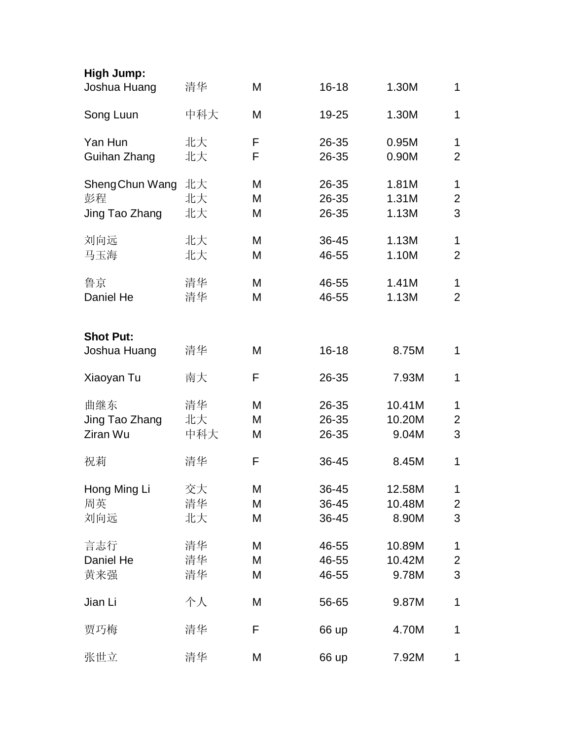**High Jump:**

| | | | | | |
|---|---|---|---|---|---|
| Joshua Huang | 清华 | M | 16-18 | 1.30M | 1 |
| Song Luun | 中科大 | M | 19-25 | 1.30M | 1 |
| Yan Hun | 北大 | F | 26-35 | 0.95M | 1 |
| Guihan Zhang | 北大 | F | 26-35 | 0.90M | 2 |
| Sheng Chun Wang | 北大 | M | 26-35 | 1.81M | 1 |
| 彭程 | 北大 | M | 26-35 | 1.31M | 2 |
| Jing Tao Zhang | 北大 | M | 26-35 | 1.13M | 3 |
| 刘向远 | 北大 | M | 36-45 | 1.13M | 1 |
| 马玉海 | 北大 | M | 46-55 | 1.10M | 2 |
| 鲁京 | 清华 | M | 46-55 | 1.41M | 1 |
| Daniel He | 清华 | M | 46-55 | 1.13M | 2 |

**Shot Put:**

| | | | | | |
|---|---|---|---|---|---|
| Joshua Huang | 清华 | M | 16-18 | 8.75M | 1 |
| Xiaoyan Tu | 南大 | F | 26-35 | 7.93M | 1 |
| 曲继东 | 清华 | M | 26-35 | 10.41M | 1 |
| Jing Tao Zhang | 北大 | M | 26-35 | 10.20M | 2 |
| Ziran Wu | 中科大 | M | 26-35 | 9.04M | 3 |
| 祝莉 | 清华 | F | 36-45 | 8.45M | 1 |
| Hong Ming Li | 交大 | M | 36-45 | 12.58M | 1 |
| 周英 | 清华 | M | 36-45 | 10.48M | 2 |
| 刘向远 | 北大 | M | 36-45 | 8.90M | 3 |
| 言志行 | 清华 | M | 46-55 | 10.89M | 1 |
| Daniel He | 清华 | M | 46-55 | 10.42M | 2 |
| 黄来强 | 清华 | M | 46-55 | 9.78M | 3 |
| Jian Li | 个人 | M | 56-65 | 9.87M | 1 |
| 贾巧梅 | 清华 | F | 66 up | 4.70M | 1 |
| 张世立 | 清华 | M | 66 up | 7.92M | 1 |